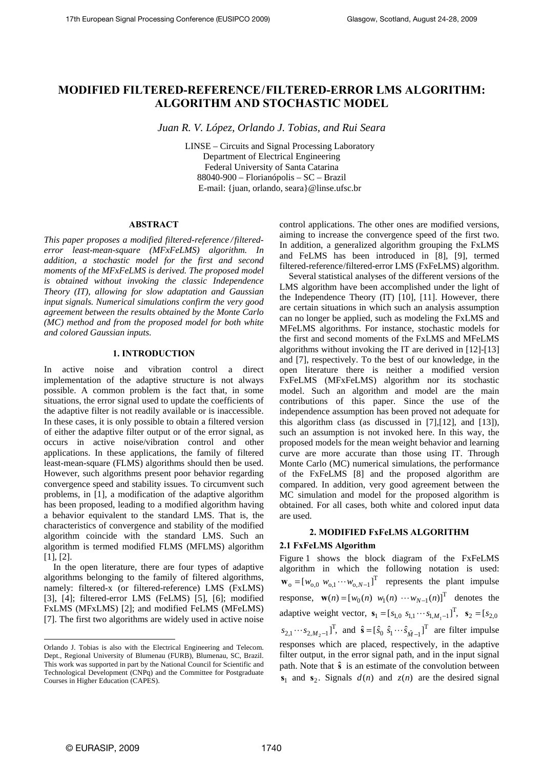# MODIFIED FILTERED-REFERENCE/FILTERED-ERROR LMS ALGORITHM: ALGORITHM AND STOCHASTIC MODEL

*Juan R. V. López, Orlando J. Tobias, and Rui Seara*

LINSE – Circuits and Signal Processing Laboratory
Department of Electrical Engineering
Federal University of Santa Catarina
88040-900 – Florianópolis – SC – Brazil
E-mail: {juan, orlando, seara}@linse.ufsc.br

## ABSTRACT

*This paper proposes a modified filtered-reference/filtered-error least-mean-square (MFxFeLMS) algorithm. In addition, a stochastic model for the first and second moments of the MFxFeLMS is derived. The proposed model is obtained without invoking the classic Independence Theory (IT), allowing for slow adaptation and Gaussian input signals. Numerical simulations confirm the very good agreement between the results obtained by the Monte Carlo (MC) method and from the proposed model for both white and colored Gaussian inputs.*

## 1. INTRODUCTION

In active noise and vibration control a direct implementation of the adaptive structure is not always possible. A common problem is the fact that, in some situations, the error signal used to update the coefficients of the adaptive filter is not readily available or is inaccessible. In these cases, it is only possible to obtain a filtered version of either the adaptive filter output or of the error signal, as occurs in active noise/vibration control and other applications. In these applications, the family of filtered least-mean-square (FLMS) algorithms should then be used. However, such algorithms present poor behavior regarding convergence speed and stability issues. To circumvent such problems, in [1], a modification of the adaptive algorithm has been proposed, leading to a modified algorithm having a behavior equivalent to the standard LMS. That is, the characteristics of convergence and stability of the modified algorithm coincide with the standard LMS. Such an algorithm is termed modified FLMS (MFLMS) algorithm [1], [2].

In the open literature, there are four types of adaptive algorithms belonging to the family of filtered algorithms, namely: filtered-x (or filtered-reference) LMS (FxLMS) [3], [4]; filtered-error LMS (FeLMS) [5], [6]; modified FxLMS (MFxLMS) [2]; and modified FeLMS (MFeLMS) [7]. The first two algorithms are widely used in active noise control applications. The other ones are modified versions, aiming to increase the convergence speed of the first two. In addition, a generalized algorithm grouping the FxLMS and FeLMS has been introduced in [8], [9], termed filtered-reference/filtered-error LMS (FxFeLMS) algorithm.

Several statistical analyses of the different versions of the LMS algorithm have been accomplished under the light of the Independence Theory (IT) [10], [11]. However, there are certain situations in which such an analysis assumption can no longer be applied, such as modeling the FxLMS and MFeLMS algorithms. For instance, stochastic models for the first and second moments of the FxLMS and MFeLMS algorithms without invoking the IT are derived in [12]-[13] and [7], respectively. To the best of our knowledge, in the open literature there is neither a modified version FxFeLMS (MFxFeLMS) algorithm nor its stochastic model. Such an algorithm and model are the main contributions of this paper. Since the use of the independence assumption has been proved not adequate for this algorithm class (as discussed in [7],[12], and [13]), such an assumption is not invoked here. In this way, the proposed models for the mean weight behavior and learning curve are more accurate than those using IT. Through Monte Carlo (MC) numerical simulations, the performance of the FxFeLMS [8] and the proposed algorithm are compared. In addition, very good agreement between the MC simulation and model for the proposed algorithm is obtained. For all cases, both white and colored input data are used.

## 2. MODIFIED FxFeLMS ALGORITHM

### 2.1 FxFeLMS Algorithm

Figure 1 shows the block diagram of the FxFeLMS algorithm in which the following notation is used: $\mathbf{w}_\mathrm{o} = [w_{\mathrm{o},0}\ w_{\mathrm{o},1} \cdots w_{\mathrm{o},N-1}]^\mathrm{T}$ represents the plant impulse response, $\mathbf{w}(n) = [w_0(n)\ w_1(n) \cdots w_{N-1}(n)]^\mathrm{T}$ denotes the adaptive weight vector, $\mathbf{s}_1 = [s_{1,0}\ s_{1,1} \cdots s_{1,M_1-1}]^\mathrm{T}$, $\mathbf{s}_2 = [s_{2,0}\ s_{2,1} \cdots s_{2,M_2-1}]^\mathrm{T}$, and $\hat{\mathbf{s}} = [\hat{s}_0\ \hat{s}_1 \cdots \hat{s}_{\hat{M}-1}]^\mathrm{T}$ are filter impulse responses which are placed, respectively, in the adaptive filter output, in the error signal path, and in the input signal path. Note that $\hat{\mathbf{s}}$ is an estimate of the convolution between $\mathbf{s}_1$ and $\mathbf{s}_2$. Signals $d(n)$ and $z(n)$ are the desired signal

---

Orlando J. Tobias is also with the Electrical Engineering and Telecom. Dept., Regional University of Blumenau (FURB), Blumenau, SC, Brazil. This work was supported in part by the National Council for Scientific and Technological Development (CNPq) and the Committee for Postgraduate Courses in Higher Education (CAPES).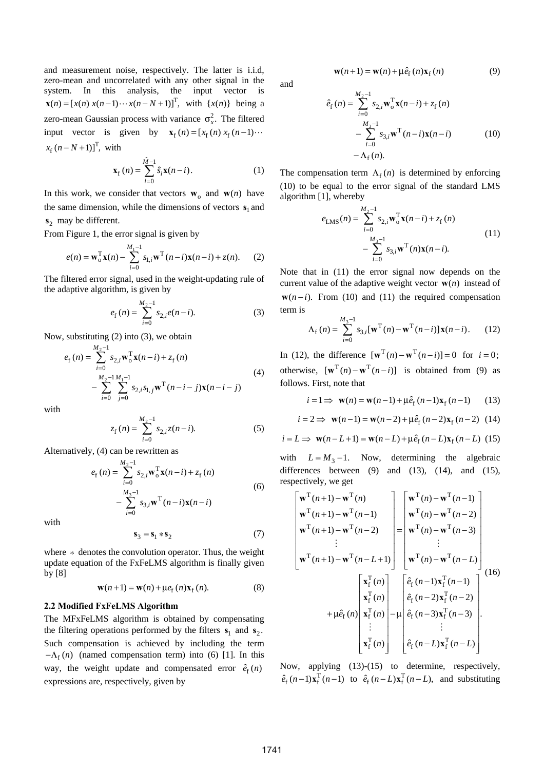and measurement noise, respectively. The latter is i.i.d, zero-mean and uncorrelated with any other signal in the system. In this analysis, the input vector is $\mathbf{x}(n)=[x(n)\; x(n-1)\cdots x(n-N+1)]^{\mathrm{T}}$, with $\{x(n)\}$ being a zero-mean Gaussian process with variance $\sigma_x^2$. The filtered input vector is given by $\mathbf{x}_{\mathrm{f}}(n)=[x_{\mathrm{f}}(n)\; x_{\mathrm{f}}(n-1)\cdots x_{\mathrm{f}}(n-N+1)]^{\mathrm{T}}$, with

$$\mathbf{x}_{\mathrm{f}}(n)=\sum_{i=0}^{\hat{M}-1}\hat{s}_i\mathbf{x}(n-i). \tag{1}$$

In this work, we consider that vectors $\mathbf{w}_{\mathrm{o}}$ and $\mathbf{w}(n)$ have the same dimension, while the dimensions of vectors $\mathbf{s}_1$ and $\mathbf{s}_2$ may be different.

From Figure 1, the error signal is given by

$$e(n)=\mathbf{w}_{\mathrm{o}}^{\mathrm{T}}\mathbf{x}(n)-\sum_{i=0}^{M_1-1}s_{1,i}\mathbf{w}^{\mathrm{T}}(n-i)\mathbf{x}(n-i)+z(n). \tag{2}$$

The filtered error signal, used in the weight-updating rule of the adaptive algorithm, is given by

$$e_{\mathrm{f}}(n)=\sum_{i=0}^{M_2-1}s_{2,i}e(n-i). \tag{3}$$

Now, substituting (2) into (3), we obtain

$$\begin{aligned}e_{\mathrm{f}}(n)=&\sum_{i=0}^{M_2-1}s_{2,i}\mathbf{w}_{\mathrm{o}}^{\mathrm{T}}\mathbf{x}(n-i)+z_{\mathrm{f}}(n)\\&-\sum_{i=0}^{M_2-1}\sum_{j=0}^{M_1-1}s_{2,i}s_{1,j}\mathbf{w}^{\mathrm{T}}(n-i-j)\mathbf{x}(n-i-j)\end{aligned} \tag{4}$$

with

$$z_{\mathrm{f}}(n)=\sum_{i=0}^{M_2-1}s_{2,i}z(n-i). \tag{5}$$

Alternatively, (4) can be rewritten as

$$\begin{aligned}e_{\mathrm{f}}(n)=&\sum_{i=0}^{M_2-1}s_{2,i}\mathbf{w}_{\mathrm{o}}^{\mathrm{T}}\mathbf{x}(n-i)+z_{\mathrm{f}}(n)\\&-\sum_{i=0}^{M_3-1}s_{3,i}\mathbf{w}^{\mathrm{T}}(n-i)\mathbf{x}(n-i)\end{aligned} \tag{6}$$

with

$$\mathbf{s}_3=\mathbf{s}_1*\mathbf{s}_2 \tag{7}$$

where $*$ denotes the convolution operator. Thus, the weight update equation of the FxFeLMS algorithm is finally given by [8]

$$\mathbf{w}(n+1)=\mathbf{w}(n)+\mu e_{\mathrm{f}}(n)\mathbf{x}_{\mathrm{f}}(n). \tag{8}$$

### 2.2 Modified FxFeLMS Algorithm

The MFxFeLMS algorithm is obtained by compensating the filtering operations performed by the filters $\mathbf{s}_1$ and $\mathbf{s}_2$. Such compensation is achieved by including the term $-\Lambda_{\mathrm{f}}(n)$ (named compensation term) into (6) [1]. In this way, the weight update and compensated error $\hat{e}_{\mathrm{f}}(n)$ expressions are, respectively, given by

$$\mathbf{w}(n+1)=\mathbf{w}(n)+\mu\hat{e}_{\mathrm{f}}(n)\mathbf{x}_{\mathrm{f}}(n) \tag{9}$$

and

$$\begin{aligned}\hat{e}_{\mathrm{f}}(n)=&\sum_{i=0}^{M_2-1}s_{2,i}\mathbf{w}_{\mathrm{o}}^{\mathrm{T}}\mathbf{x}(n-i)+z_{\mathrm{f}}(n)\\&-\sum_{i=0}^{M_3-1}s_{3,i}\mathbf{w}^{\mathrm{T}}(n-i)\mathbf{x}(n-i)\\&-\Lambda_{\mathrm{f}}(n).\end{aligned} \tag{10}$$

The compensation term $\Lambda_{\mathrm{f}}(n)$ is determined by enforcing (10) to be equal to the error signal of the standard LMS algorithm [1], whereby

$$\begin{aligned}e_{\mathrm{LMS}}(n)=&\sum_{i=0}^{M_2-1}s_{2,i}\mathbf{w}_{\mathrm{o}}^{\mathrm{T}}\mathbf{x}(n-i)+z_{\mathrm{f}}(n)\\&-\sum_{i=0}^{M_3-1}s_{3,i}\mathbf{w}^{\mathrm{T}}(n)\mathbf{x}(n-i).\end{aligned} \tag{11}$$

Note that in (11) the error signal now depends on the current value of the adaptive weight vector $\mathbf{w}(n)$ instead of $\mathbf{w}(n-i)$. From (10) and (11) the required compensation term is

$$\Lambda_{\mathrm{f}}(n)=\sum_{i=0}^{M_3-1}s_{3,i}[\mathbf{w}^{\mathrm{T}}(n)-\mathbf{w}^{\mathrm{T}}(n-i)]\mathbf{x}(n-i). \tag{12}$$

In (12), the difference $[\mathbf{w}^{\mathrm{T}}(n)-\mathbf{w}^{\mathrm{T}}(n-i)]=0$ for $i=0$; otherwise, $[\mathbf{w}^{\mathrm{T}}(n)-\mathbf{w}^{\mathrm{T}}(n-i)]$ is obtained from (9) as follows. First, note that

$$i=1\Rightarrow\;\mathbf{w}(n)=\mathbf{w}(n-1)+\mu\hat{e}_{\mathrm{f}}(n-1)\mathbf{x}_{\mathrm{f}}(n-1) \tag{13}$$

$$i=2\Rightarrow\;\mathbf{w}(n-1)=\mathbf{w}(n-2)+\mu\hat{e}_{\mathrm{f}}(n-2)\mathbf{x}_{\mathrm{f}}(n-2) \tag{14}$$

$$i=L\Rightarrow\;\mathbf{w}(n-L+1)=\mathbf{w}(n-L)+\mu\hat{e}_{\mathrm{f}}(n-L)\mathbf{x}_{\mathrm{f}}(n-L) \tag{15}$$

with $L=M_3-1$. Now, determining the algebraic differences between (9) and (13), (14), and (15), respectively, we get

$$\begin{aligned}\begin{bmatrix}\mathbf{w}^{\mathrm{T}}(n+1)-\mathbf{w}^{\mathrm{T}}(n)\\\mathbf{w}^{\mathrm{T}}(n+1)-\mathbf{w}^{\mathrm{T}}(n-1)\\\mathbf{w}^{\mathrm{T}}(n+1)-\mathbf{w}^{\mathrm{T}}(n-2)\\\vdots\\\mathbf{w}^{\mathrm{T}}(n+1)-\mathbf{w}^{\mathrm{T}}(n-L+1)\end{bmatrix}=&\begin{bmatrix}\mathbf{w}^{\mathrm{T}}(n)-\mathbf{w}^{\mathrm{T}}(n-1)\\\mathbf{w}^{\mathrm{T}}(n)-\mathbf{w}^{\mathrm{T}}(n-2)\\\mathbf{w}^{\mathrm{T}}(n)-\mathbf{w}^{\mathrm{T}}(n-3)\\\vdots\\\mathbf{w}^{\mathrm{T}}(n)-\mathbf{w}^{\mathrm{T}}(n-L)\end{bmatrix}\\&+\mu\hat{e}_{\mathrm{f}}(n)\begin{bmatrix}\mathbf{x}_{\mathrm{f}}^{\mathrm{T}}(n)\\\mathbf{x}_{\mathrm{f}}^{\mathrm{T}}(n)\\\mathbf{x}_{\mathrm{f}}^{\mathrm{T}}(n)\\\vdots\\\mathbf{x}_{\mathrm{f}}^{\mathrm{T}}(n)\end{bmatrix}-\mu\begin{bmatrix}\hat{e}_{\mathrm{f}}(n-1)\mathbf{x}_{\mathrm{f}}^{\mathrm{T}}(n-1)\\\hat{e}_{\mathrm{f}}(n-2)\mathbf{x}_{\mathrm{f}}^{\mathrm{T}}(n-2)\\\hat{e}_{\mathrm{f}}(n-3)\mathbf{x}_{\mathrm{f}}^{\mathrm{T}}(n-3)\\\vdots\\\hat{e}_{\mathrm{f}}(n-L)\mathbf{x}_{\mathrm{f}}^{\mathrm{T}}(n-L)\end{bmatrix}.\end{aligned} \tag{16}$$

Now, applying (13)-(15) to determine, respectively, $\hat{e}_{\mathrm{f}}(n-1)\mathbf{x}_{\mathrm{f}}^{\mathrm{T}}(n-1)$ to $\hat{e}_{\mathrm{f}}(n-L)\mathbf{x}_{\mathrm{f}}^{\mathrm{T}}(n-L)$, and substituting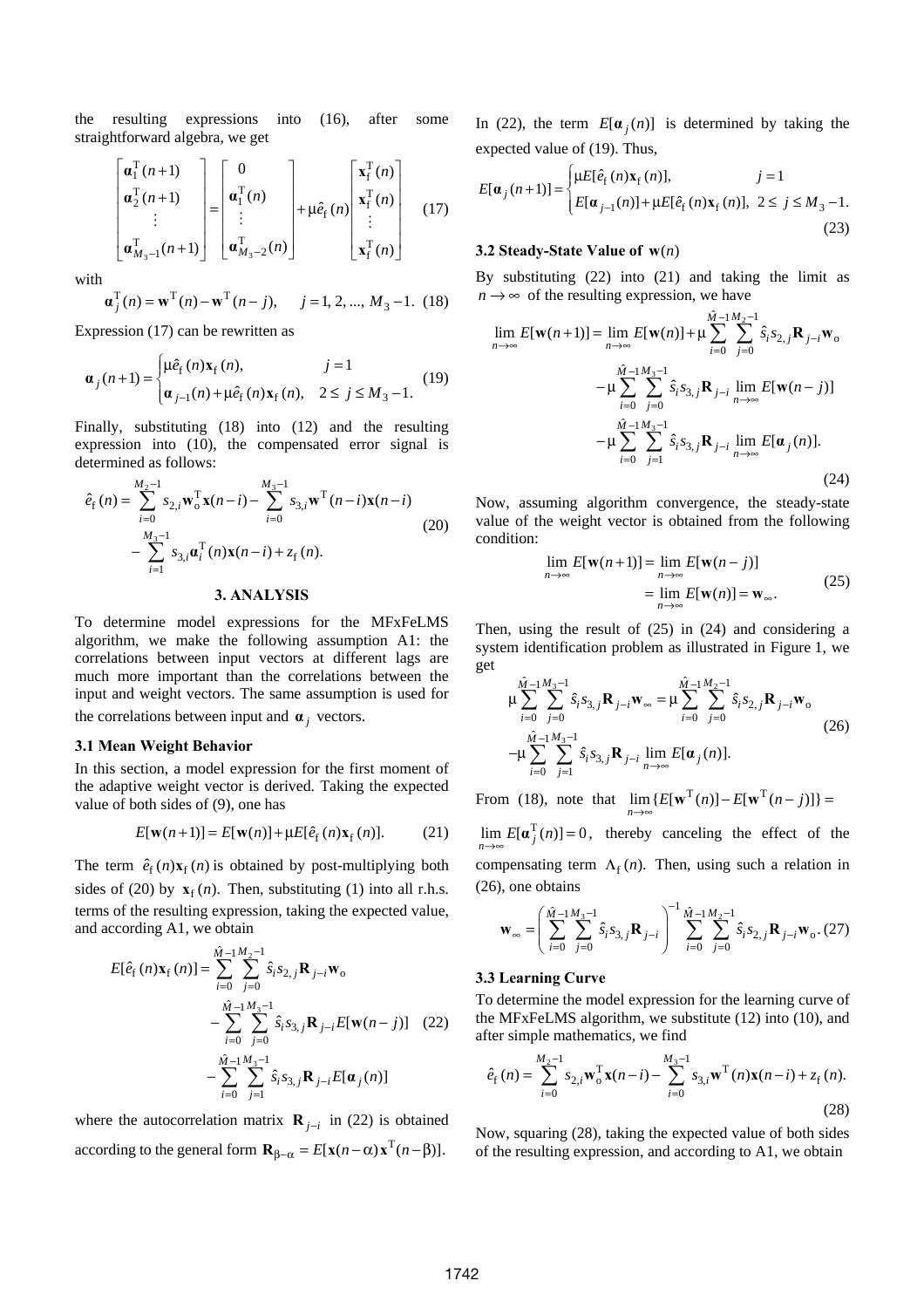the resulting expressions into (16), after some straightforward algebra, we get

$$\begin{bmatrix} \boldsymbol{\alpha}_1^{\mathrm{T}}(n+1) \\ \boldsymbol{\alpha}_2^{\mathrm{T}}(n+1) \\ \vdots \\ \boldsymbol{\alpha}_{M_3-1}^{\mathrm{T}}(n+1) \end{bmatrix} = \begin{bmatrix} 0 \\ \boldsymbol{\alpha}_1^{\mathrm{T}}(n) \\ \vdots \\ \boldsymbol{\alpha}_{M_3-2}^{\mathrm{T}}(n) \end{bmatrix} + \mu \hat{e}_{\mathrm{f}}(n) \begin{bmatrix} \mathbf{x}_{\mathrm{f}}^{\mathrm{T}}(n) \\ \mathbf{x}_{\mathrm{f}}^{\mathrm{T}}(n) \\ \vdots \\ \mathbf{x}_{\mathrm{f}}^{\mathrm{T}}(n) \end{bmatrix} \quad (17)$$

with

$$\boldsymbol{\alpha}_j^{\mathrm{T}}(n) = \mathbf{w}^{\mathrm{T}}(n) - \mathbf{w}^{\mathrm{T}}(n-j), \qquad j = 1, 2, ..., M_3 - 1. \quad (18)$$

Expression (17) can be rewritten as

$$\boldsymbol{\alpha}_j(n+1) = \begin{cases} \mu \hat{e}_{\mathrm{f}}(n)\mathbf{x}_{\mathrm{f}}(n), & j = 1 \\ \boldsymbol{\alpha}_{j-1}(n) + \mu \hat{e}_{\mathrm{f}}(n)\mathbf{x}_{\mathrm{f}}(n), & 2 \le j \le M_3 - 1. \end{cases} \quad (19)$$

Finally, substituting (18) into (12) and the resulting expression into (10), the compensated error signal is determined as follows:

$$\hat{e}_{\mathrm{f}}(n) = \sum_{i=0}^{M_2-1} s_{2,i}\mathbf{w}_{\mathrm{o}}^{\mathrm{T}}\mathbf{x}(n-i) - \sum_{i=0}^{M_3-1} s_{3,i}\mathbf{w}^{\mathrm{T}}(n-i)\mathbf{x}(n-i) - \sum_{i=1}^{M_3-1} s_{3,i}\boldsymbol{\alpha}_i^{\mathrm{T}}(n)\mathbf{x}(n-i) + z_{\mathrm{f}}(n). \quad (20)$$

## 3. ANALYSIS

To determine model expressions for the MFxFeLMS algorithm, we make the following assumption A1: the correlations between input vectors at different lags are much more important than the correlations between the input and weight vectors. The same assumption is used for the correlations between input and $\boldsymbol{\alpha}_j$ vectors.

### 3.1 Mean Weight Behavior

In this section, a model expression for the first moment of the adaptive weight vector is derived. Taking the expected value of both sides of (9), one has

$$E[\mathbf{w}(n+1)] = E[\mathbf{w}(n)] + \mu E[\hat{e}_{\mathrm{f}}(n)\mathbf{x}_{\mathrm{f}}(n)]. \quad (21)$$

The term $\hat{e}_{\mathrm{f}}(n)\mathbf{x}_{\mathrm{f}}(n)$ is obtained by post-multiplying both sides of (20) by $\mathbf{x}_{\mathrm{f}}(n)$. Then, substituting (1) into all r.h.s. terms of the resulting expression, taking the expected value, and according A1, we obtain

$$E[\hat{e}_{\mathrm{f}}(n)\mathbf{x}_{\mathrm{f}}(n)] = \sum_{i=0}^{\hat{M}-1}\sum_{j=0}^{M_2-1} \hat{s}_i s_{2,j}\mathbf{R}_{j-i}\mathbf{w}_{\mathrm{o}} - \sum_{i=0}^{\hat{M}-1}\sum_{j=0}^{M_3-1} \hat{s}_i s_{3,j}\mathbf{R}_{j-i}E[\mathbf{w}(n-j)] - \sum_{i=0}^{\hat{M}-1}\sum_{j=1}^{M_3-1} \hat{s}_i s_{3,j}\mathbf{R}_{j-i}E[\boldsymbol{\alpha}_j(n)] \quad (22)$$

where the autocorrelation matrix $\mathbf{R}_{j-i}$ in (22) is obtained according to the general form $\mathbf{R}_{\beta-\alpha} = E[\mathbf{x}(n-\alpha)\mathbf{x}^{\mathrm{T}}(n-\beta)]$.

In (22), the term $E[\boldsymbol{\alpha}_j(n)]$ is determined by taking the expected value of (19). Thus,

$$E[\boldsymbol{\alpha}_j(n+1)] = \begin{cases} \mu E[\hat{e}_{\mathrm{f}}(n)\mathbf{x}_{\mathrm{f}}(n)], & j = 1 \\ E[\boldsymbol{\alpha}_{j-1}(n)] + \mu E[\hat{e}_{\mathrm{f}}(n)\mathbf{x}_{\mathrm{f}}(n)], & 2 \le j \le M_3 - 1. \end{cases} \quad (23)$$

### 3.2 Steady-State Value of $\mathbf{w}(n)$

By substituting (22) into (21) and taking the limit as $n \to \infty$ of the resulting expression, we have

$$\lim_{n\to\infty} E[\mathbf{w}(n+1)] = \lim_{n\to\infty} E[\mathbf{w}(n)] + \mu \sum_{i=0}^{\hat{M}-1}\sum_{j=0}^{M_2-1} \hat{s}_i s_{2,j}\mathbf{R}_{j-i}\mathbf{w}_{\mathrm{o}} - \mu \sum_{i=0}^{\hat{M}-1}\sum_{j=0}^{M_3-1} \hat{s}_i s_{3,j}\mathbf{R}_{j-i} \lim_{n\to\infty} E[\mathbf{w}(n-j)] - \mu \sum_{i=0}^{\hat{M}-1}\sum_{j=1}^{M_3-1} \hat{s}_i s_{3,j}\mathbf{R}_{j-i} \lim_{n\to\infty} E[\boldsymbol{\alpha}_j(n)]. \quad (24)$$

Now, assuming algorithm convergence, the steady-state value of the weight vector is obtained from the following condition:

$$\lim_{n\to\infty} E[\mathbf{w}(n+1)] = \lim_{n\to\infty} E[\mathbf{w}(n-j)] = \lim_{n\to\infty} E[\mathbf{w}(n)] = \mathbf{w}_{\infty}. \quad (25)$$

Then, using the result of (25) in (24) and considering a system identification problem as illustrated in Figure 1, we get

$$\mu \sum_{i=0}^{\hat{M}-1}\sum_{j=0}^{M_3-1} \hat{s}_i s_{3,j}\mathbf{R}_{j-i}\mathbf{w}_{\infty} = \mu \sum_{i=0}^{\hat{M}-1}\sum_{j=0}^{M_2-1} \hat{s}_i s_{2,j}\mathbf{R}_{j-i}\mathbf{w}_{\mathrm{o}} - \mu \sum_{i=0}^{\hat{M}-1}\sum_{j=1}^{M_3-1} \hat{s}_i s_{3,j}\mathbf{R}_{j-i} \lim_{n\to\infty} E[\boldsymbol{\alpha}_j(n)]. \quad (26)$$

From (18), note that $\lim_{n\to\infty}\{E[\mathbf{w}^{\mathrm{T}}(n)] - E[\mathbf{w}^{\mathrm{T}}(n-j)]\} = \lim_{n\to\infty} E[\boldsymbol{\alpha}_j^{\mathrm{T}}(n)] = 0$, thereby canceling the effect of the compensating term $\Lambda_{\mathrm{f}}(n)$. Then, using such a relation in (26), one obtains

$$\mathbf{w}_{\infty} = \left( \sum_{i=0}^{\hat{M}-1}\sum_{j=0}^{M_3-1} \hat{s}_i s_{3,j}\mathbf{R}_{j-i} \right)^{-1} \sum_{i=0}^{\hat{M}-1}\sum_{j=0}^{M_2-1} \hat{s}_i s_{2,j}\mathbf{R}_{j-i}\mathbf{w}_{\mathrm{o}}. \quad (27)$$

### 3.3 Learning Curve

To determine the model expression for the learning curve of the MFxFeLMS algorithm, we substitute (12) into (10), and after simple mathematics, we find

$$\hat{e}_{\mathrm{f}}(n) = \sum_{i=0}^{M_2-1} s_{2,i}\mathbf{w}_{\mathrm{o}}^{\mathrm{T}}\mathbf{x}(n-i) - \sum_{i=0}^{M_3-1} s_{3,i}\mathbf{w}^{\mathrm{T}}(n)\mathbf{x}(n-i) + z_{\mathrm{f}}(n). \quad (28)$$

Now, squaring (28), taking the expected value of both sides of the resulting expression, and according to A1, we obtain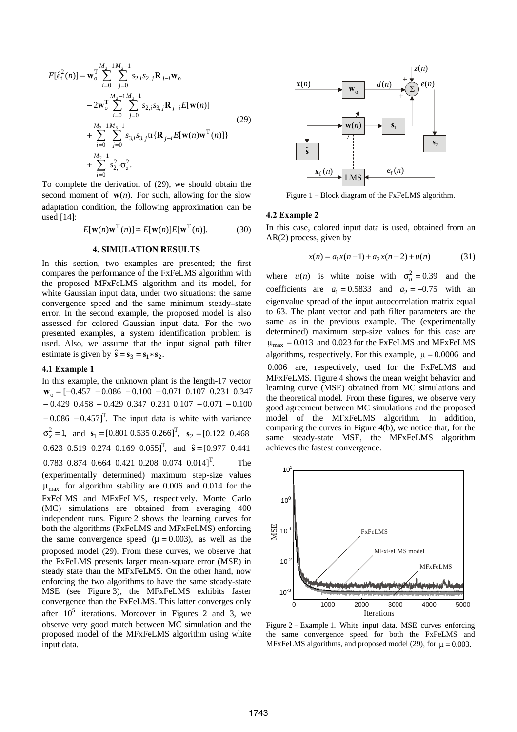$$
\begin{aligned}
E[\hat{e}_\mathrm{f}^2(n)] = {} & \mathbf{w}_\mathrm{o}^\mathrm{T} \sum_{i=0}^{M_2-1}\sum_{j=0}^{M_2-1} s_{2,i}s_{2,j}\mathbf{R}_{j-i}\mathbf{w}_\mathrm{o} \\
& -2\mathbf{w}_\mathrm{o}^\mathrm{T} \sum_{i=0}^{M_2-1}\sum_{j=0}^{M_3-1} s_{2,i}s_{3,j}\mathbf{R}_{j-i}E[\mathbf{w}(n)] \\
& + \sum_{i=0}^{M_3-1}\sum_{j=0}^{M_3-1} s_{3,i}s_{3,j}\mathrm{tr}\{\mathbf{R}_{j-i}E[\mathbf{w}(n)\mathbf{w}^\mathrm{T}(n)]\} \\
& + \sum_{i=0}^{M_2-1} s_{2,i}^2\sigma_z^2.
\end{aligned}
\tag{29}
$$

To complete the derivation of (29), we should obtain the second moment of $\mathbf{w}(n)$. For such, allowing for the slow adaptation condition, the following approximation can be used [14]:

$$E[\mathbf{w}(n)\mathbf{w}^\mathrm{T}(n)] \cong E[\mathbf{w}(n)]E[\mathbf{w}^\mathrm{T}(n)]. \tag{30}$$

## 4. SIMULATION RESULTS

In this section, two examples are presented; the first compares the performance of the FxFeLMS algorithm with the proposed MFxFeLMS algorithm and its model, for white Gaussian input data, under two situations: the same convergence speed and the same minimum steady–state error. In the second example, the proposed model is also assessed for colored Gaussian input data. For the two presented examples, a system identification problem is used. Also, we assume that the input signal path filter estimate is given by $\hat{\mathbf{s}} = \mathbf{s}_3 = \mathbf{s}_1 * \mathbf{s}_2$.

### 4.1 Example 1

In this example, the unknown plant is the length-17 vector $\mathbf{w}_\mathrm{o} = [-0.457\ -0.086\ -0.100\ -0.071\ 0.107\ 0.231\ 0.347\ -0.429\ 0.458\ -0.429\ 0.347\ 0.231\ 0.107\ -0.071\ -0.100\ -0.086\ -0.457]^\mathrm{T}$. The input data is white with variance $\sigma_x^2 = 1$, and $\mathbf{s}_1 = [0.801\ 0.535\ 0.266]^\mathrm{T}$, $\mathbf{s}_2 = [0.122\ 0.468\ 0.623\ 0.519\ 0.274\ 0.169\ 0.055]^\mathrm{T}$, and $\hat{\mathbf{s}} = [0.977\ 0.441\ 0.783\ 0.874\ 0.664\ 0.421\ 0.208\ 0.074\ 0.014]^\mathrm{T}$. The (experimentally determined) maximum step-size values $\mu_\mathrm{max}$ for algorithm stability are 0.006 and 0.014 for the FxFeLMS and MFxFeLMS, respectively. Monte Carlo (MC) simulations are obtained from averaging 400 independent runs. Figure 2 shows the learning curves for both the algorithms (FxFeLMS and MFxFeLMS) enforcing the same convergence speed ($\mu = 0.003$), as well as the proposed model (29). From these curves, we observe that the FxFeLMS presents larger mean-square error (MSE) in steady state than the MFxFeLMS. On the other hand, now enforcing the two algorithms to have the same steady-state MSE (see Figure 3), the MFxFeLMS exhibits faster convergence than the FxFeLMS. This latter converges only after $10^5$ iterations. Moreover in Figures 2 and 3, we observe very good match between MC simulation and the proposed model of the MFxFeLMS algorithm using white input data.

Figure 1 – Block diagram of the FxFeLMS algorithm.

### 4.2 Example 2

In this case, colored input data is used, obtained from an AR(2) process, given by

$$x(n) = a_1 x(n-1) + a_2 x(n-2) + u(n) \tag{31}$$

where $u(n)$ is white noise with $\sigma_u^2 = 0.39$ and the coefficients are $a_1 = 0.5833$ and $a_2 = -0.75$ with an eigenvalue spread of the input autocorrelation matrix equal to 63. The plant vector and path filter parameters are the same as in the previous example. The (experimentally determined) maximum step-size values for this case are $\mu_\mathrm{max} = 0.013$ and 0.023 for the FxFeLMS and MFxFeLMS algorithms, respectively. For this example, $\mu = 0.0006$ and $0.006$ are, respectively, used for the FxFeLMS and MFxFeLMS. Figure 4 shows the mean weight behavior and learning curve (MSE) obtained from MC simulations and the theoretical model. From these figures, we observe very good agreement between MC simulations and the proposed model of the MFxFeLMS algorithm. In addition, comparing the curves in Figure 4(b), we notice that, for the same steady-state MSE, the MFxFeLMS algorithm achieves the fastest convergence.

Figure 2 – Example 1. White input data. MSE curves enforcing the same convergence speed for both the FxFeLMS and MFxFeLMS algorithms, and proposed model (29), for $\mu = 0.003$.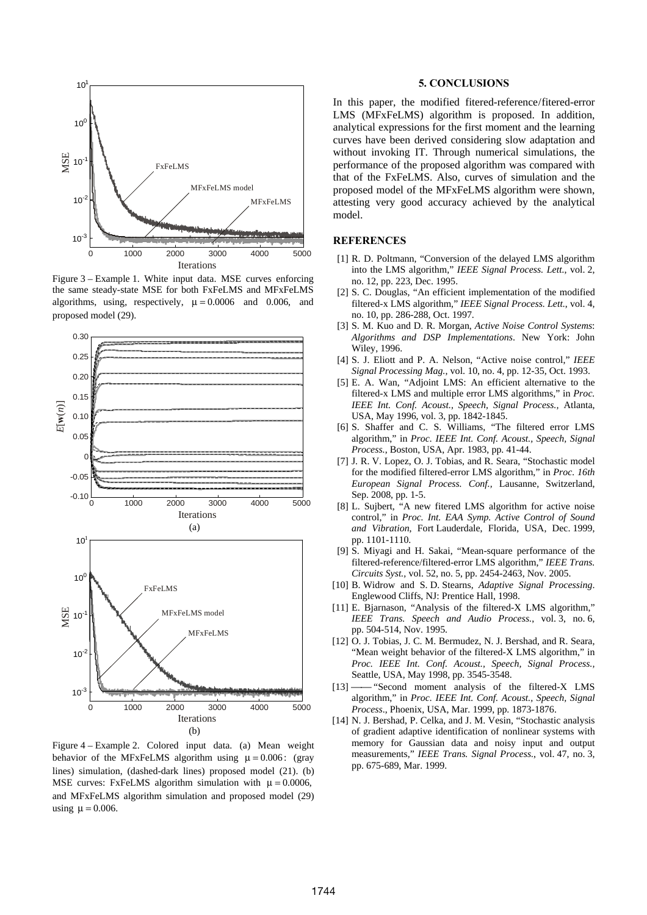MSE

$10^1$

$10^0$

$10^{-1}$

$10^{-2}$

$10^{-3}$

0 1000 2000 3000 4000 5000

Iterations

FxFeLMS

MFxFeLMS model

MFxFeLMS

Figure 3 – Example 1. White input data. MSE curves enforcing the same steady-state MSE for both FxFeLMS and MFxFeLMS algorithms, using, respectively, $\mu = 0.0006$ and 0.006, and proposed model (29).

$E[\mathbf{w}(n)]$

0.30

0.25

0.20

0.15

0.10

0.05

0

-0.05

-0.10

0 1000 2000 3000 4000 5000

Iterations

(a)

MSE

$10^1$

$10^0$

$10^{-1}$

$10^{-2}$

$10^{-3}$

0 1000 2000 3000 4000 5000

Iterations

FxFeLMS

MFxFeLMS model

MFxFeLMS

(b)

Figure 4 – Example 2. Colored input data. (a) Mean weight behavior of the MFxFeLMS algorithm using $\mu = 0.006$: (gray lines) simulation, (dashed-dark lines) proposed model (21). (b) MSE curves: FxFeLMS algorithm simulation with $\mu = 0.0006$, and MFxFeLMS algorithm simulation and proposed model (29) using $\mu = 0.006$.

## 5. CONCLUSIONS

In this paper, the modified fitered-reference/fitered-error LMS (MFxFeLMS) algorithm is proposed. In addition, analytical expressions for the first moment and the learning curves have been derived considering slow adaptation and without invoking IT. Through numerical simulations, the performance of the proposed algorithm was compared with that of the FxFeLMS. Also, curves of simulation and the proposed model of the MFxFeLMS algorithm were shown, attesting very good accuracy achieved by the analytical model.

## REFERENCES

[1] R. D. Poltmann, "Conversion of the delayed LMS algorithm into the LMS algorithm," *IEEE Signal Process. Lett.*, vol. 2, no. 12, pp. 223, Dec. 1995.

[2] S. C. Douglas, "An efficient implementation of the modified filtered-x LMS algorithm," *IEEE Signal Process. Lett.*, vol. 4, no. 10, pp. 286-288, Oct. 1997.

[3] S. M. Kuo and D. R. Morgan, *Active Noise Control Systems: Algorithms and DSP Implementations*. New York: John Wiley, 1996.

[4] S. J. Eliott and P. A. Nelson, "Active noise control," *IEEE Signal Processing Mag.*, vol. 10, no. 4, pp. 12-35, Oct. 1993.

[5] E. A. Wan, "Adjoint LMS: An efficient alternative to the filtered-x LMS and multiple error LMS algorithms," in *Proc. IEEE Int. Conf. Acoust., Speech, Signal Process.*, Atlanta, USA, May 1996, vol. 3, pp. 1842-1845.

[6] S. Shaffer and C. S. Williams, "The filtered error LMS algorithm," in *Proc. IEEE Int. Conf. Acoust., Speech, Signal Process.*, Boston, USA, Apr. 1983, pp. 41-44.

[7] J. R. V. Lopez, O. J. Tobias, and R. Seara, "Stochastic model for the modified filtered-error LMS algorithm," in *Proc. 16th European Signal Process. Conf.*, Lausanne, Switzerland, Sep. 2008, pp. 1-5.

[8] L. Sujbert, "A new fitered LMS algorithm for active noise control," in *Proc. Int. EAA Symp. Active Control of Sound and Vibration*, Fort Lauderdale, Florida, USA, Dec. 1999, pp. 1101-1110.

[9] S. Miyagi and H. Sakai, "Mean-square performance of the filtered-reference/filtered-error LMS algorithm," *IEEE Trans. Circuits Syst.*, vol. 52, no. 5, pp. 2454-2463, Nov. 2005.

[10] B. Widrow and S. D. Stearns, *Adaptive Signal Processing*. Englewood Cliffs, NJ: Prentice Hall, 1998.

[11] E. Bjarnason, "Analysis of the filtered-X LMS algorithm," *IEEE Trans. Speech and Audio Process.*, vol. 3, no. 6, pp. 504-514, Nov. 1995.

[12] O. J. Tobias, J. C. M. Bermudez, N. J. Bershad, and R. Seara, "Mean weight behavior of the filtered-X LMS algorithm," in *Proc. IEEE Int. Conf. Acoust., Speech, Signal Process.*, Seattle, USA, May 1998, pp. 3545-3548.

[13] —— "Second moment analysis of the filtered-X LMS algorithm," in *Proc. IEEE Int. Conf. Acoust., Speech, Signal Process.*, Phoenix, USA, Mar. 1999, pp. 1873-1876.

[14] N. J. Bershad, P. Celka, and J. M. Vesin, "Stochastic analysis of gradient adaptive identification of nonlinear systems with memory for Gaussian data and noisy input and output measurements," *IEEE Trans. Signal Process.*, vol. 47, no. 3, pp. 675-689, Mar. 1999.